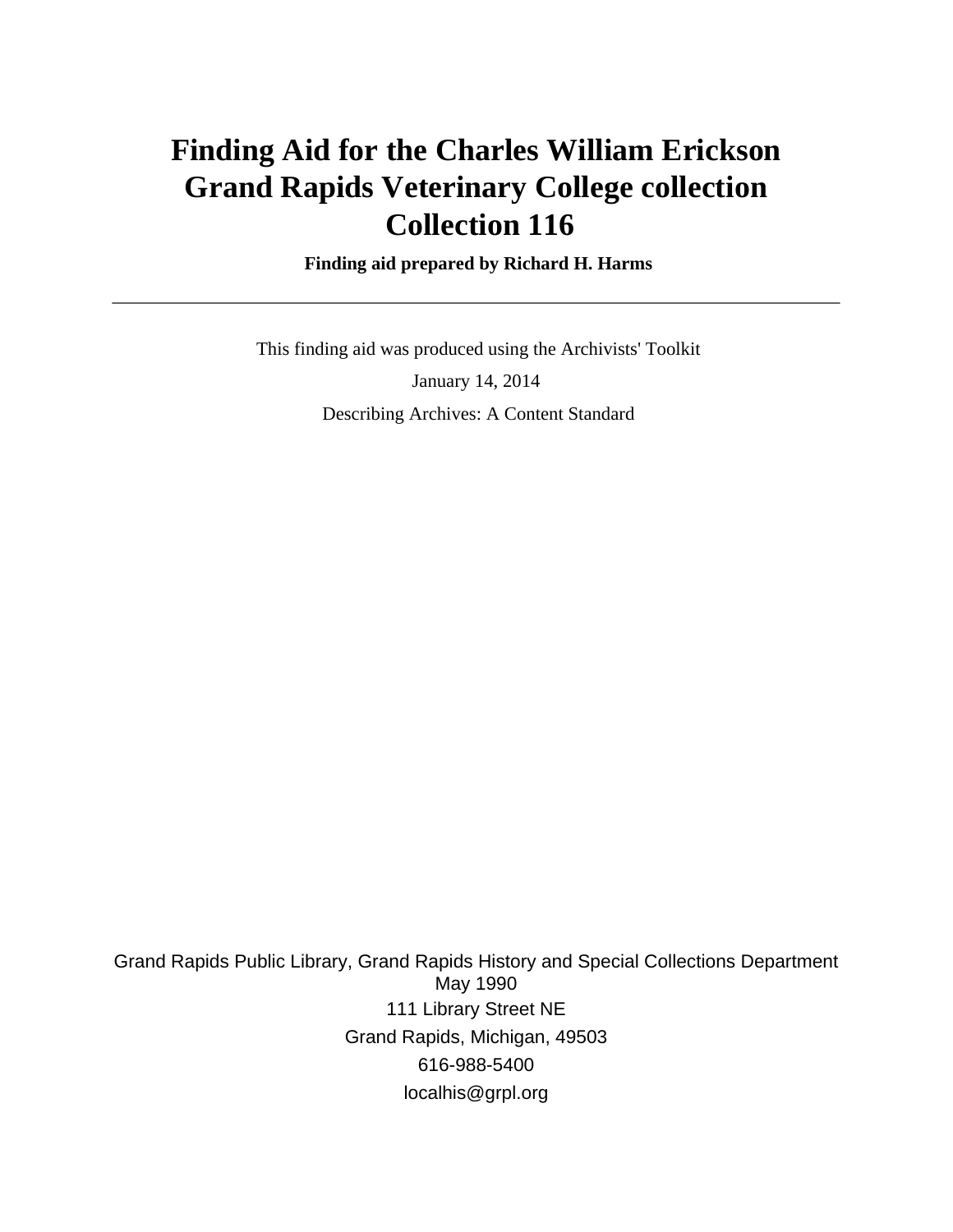# Finding Aid for the Charles William Erickson Grand Rapids Veterinary College collection Collection 116

**Finding aid prepared by Richard H. Harms**

---

This finding aid was produced using the Archivists' Toolkit

January 14, 2014

Describing Archives: A Content Standard

Grand Rapids Public Library, Grand Rapids History and Special Collections Department
May 1990

111 Library Street NE

Grand Rapids, Michigan, 49503

616-988-5400

localhis@grpl.org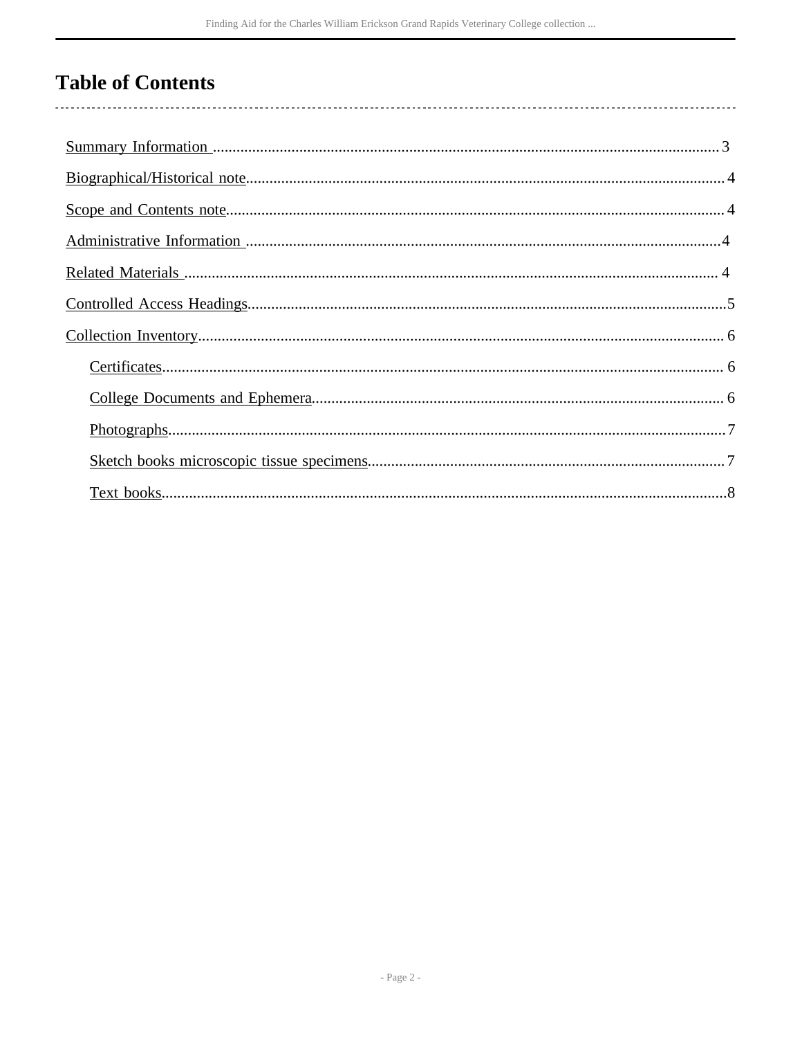# Table of Contents

- Summary Information ........ 3
- Biographical/Historical note ........ 4
- Scope and Contents note ........ 4
- Administrative Information ........ 4
- Related Materials ........ 4
- Controlled Access Headings ........ 5
- Collection Inventory ........ 6
  - Certificates ........ 6
  - College Documents and Ephemera ........ 6
  - Photographs ........ 7
  - Sketch books microscopic tissue specimens ........ 7
  - Text books ........ 8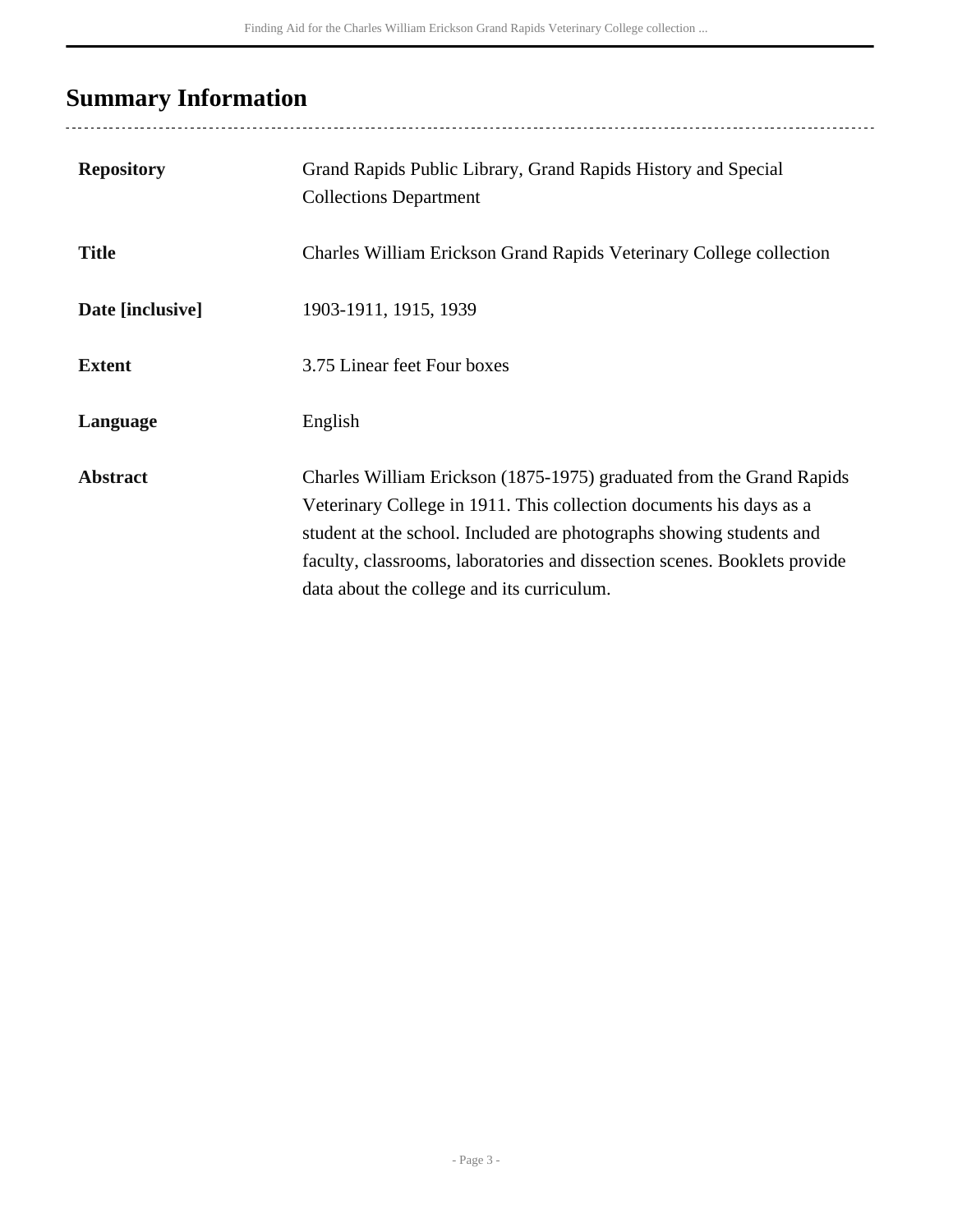## Summary Information

| | |
|---|---|
| **Repository** | Grand Rapids Public Library, Grand Rapids History and Special Collections Department |
| **Title** | Charles William Erickson Grand Rapids Veterinary College collection |
| **Date [inclusive]** | 1903-1911, 1915, 1939 |
| **Extent** | 3.75 Linear feet Four boxes |
| **Language** | English |
| **Abstract** | Charles William Erickson (1875-1975) graduated from the Grand Rapids Veterinary College in 1911. This collection documents his days as a student at the school. Included are photographs showing students and faculty, classrooms, laboratories and dissection scenes. Booklets provide data about the college and its curriculum. |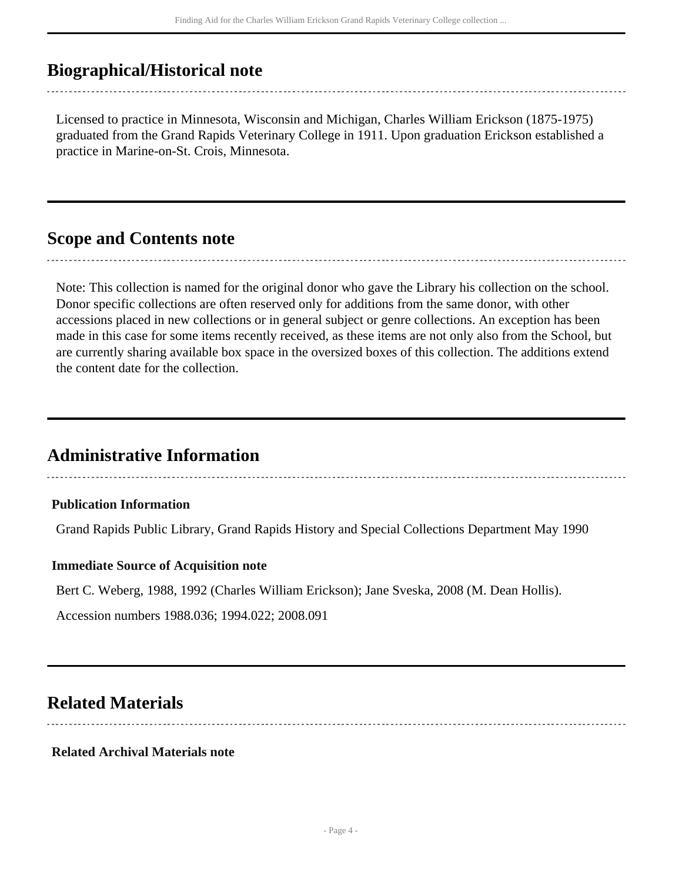## Biographical/Historical note

Licensed to practice in Minnesota, Wisconsin and Michigan, Charles William Erickson (1875-1975) graduated from the Grand Rapids Veterinary College in 1911. Upon graduation Erickson established a practice in Marine-on-St. Crois, Minnesota.

## Scope and Contents note

Note: This collection is named for the original donor who gave the Library his collection on the school. Donor specific collections are often reserved only for additions from the same donor, with other accessions placed in new collections or in general subject or genre collections. An exception has been made in this case for some items recently received, as these items are not only also from the School, but are currently sharing available box space in the oversized boxes of this collection. The additions extend the content date for the collection.

## Administrative Information

### Publication Information

Grand Rapids Public Library, Grand Rapids History and Special Collections Department May 1990

### Immediate Source of Acquisition note

Bert C. Weberg, 1988, 1992 (Charles William Erickson); Jane Sveska, 2008 (M. Dean Hollis).

Accession numbers 1988.036; 1994.022; 2008.091

## Related Materials

### Related Archival Materials note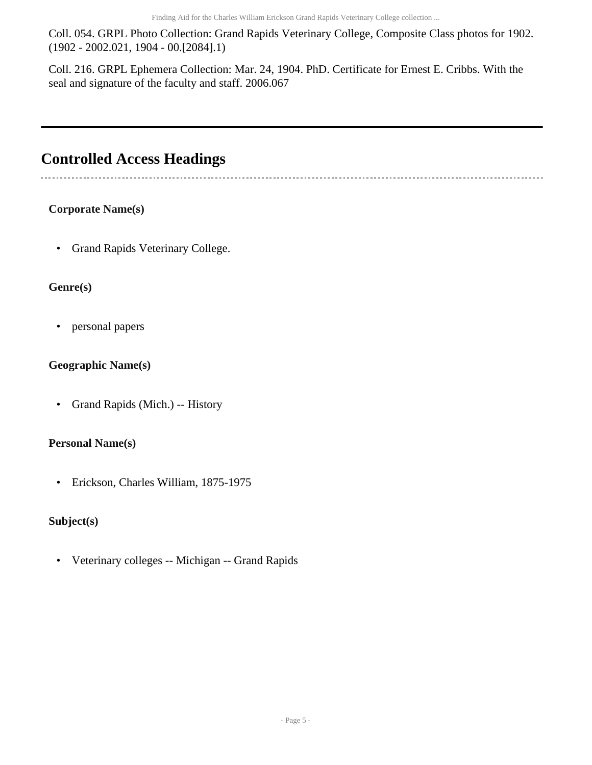Coll. 054. GRPL Photo Collection: Grand Rapids Veterinary College, Composite Class photos for 1902. (1902 - 2002.021, 1904 - 00.[2084].1)

Coll. 216. GRPL Ephemera Collection: Mar. 24, 1904. PhD. Certificate for Ernest E. Cribbs. With the seal and signature of the faculty and staff. 2006.067

---

## Controlled Access Headings

**Corporate Name(s)**

- Grand Rapids Veterinary College.

**Genre(s)**

- personal papers

**Geographic Name(s)**

- Grand Rapids (Mich.) -- History

**Personal Name(s)**

- Erickson, Charles William, 1875-1975

**Subject(s)**

- Veterinary colleges -- Michigan -- Grand Rapids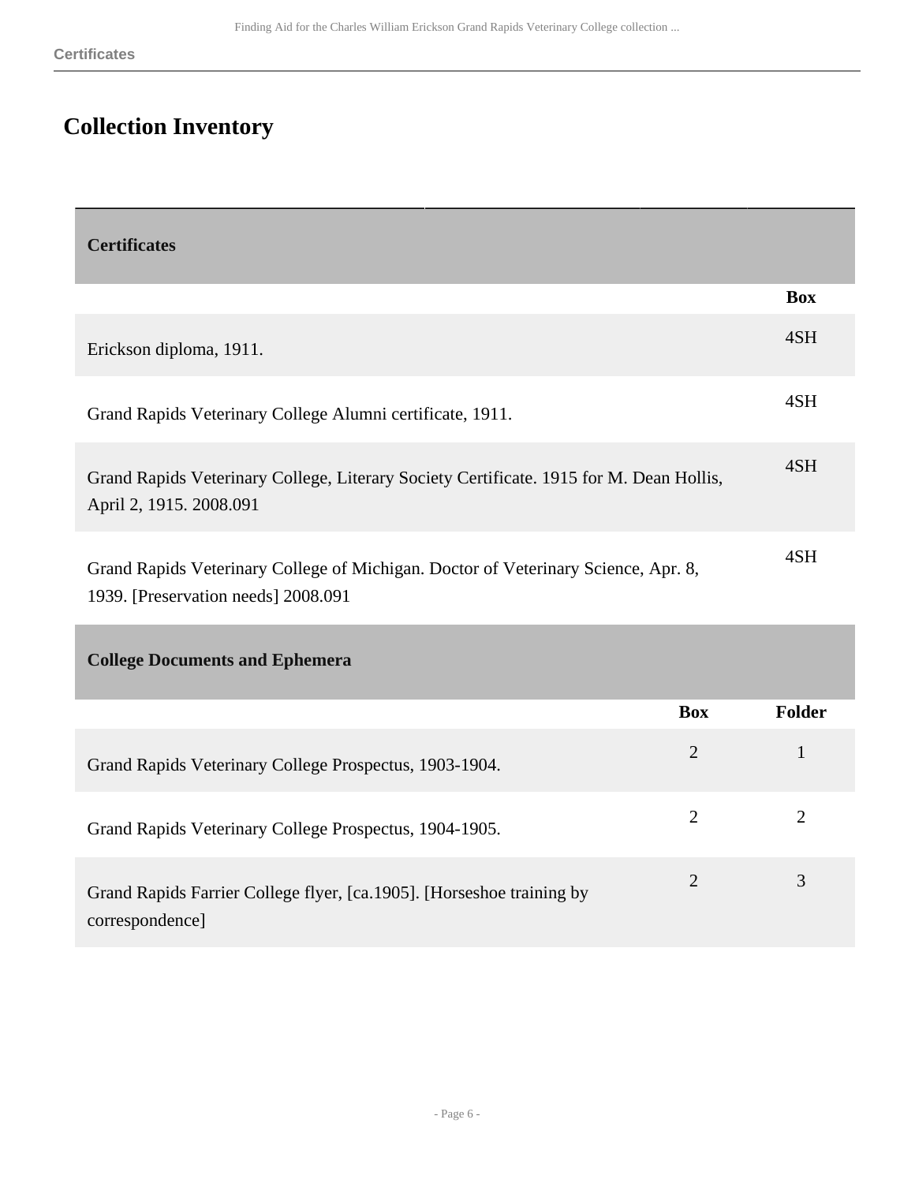# Collection Inventory

## Certificates

| | Box |
|---|---|
| Erickson diploma, 1911. | 4SH |
| Grand Rapids Veterinary College Alumni certificate, 1911. | 4SH |
| Grand Rapids Veterinary College, Literary Society Certificate. 1915 for M. Dean Hollis, April 2, 1915. 2008.091 | 4SH |
| Grand Rapids Veterinary College of Michigan. Doctor of Veterinary Science, Apr. 8, 1939. [Preservation needs] 2008.091 | 4SH |

## College Documents and Ephemera

| | Box | Folder |
|---|---|---|
| Grand Rapids Veterinary College Prospectus, 1903-1904. | 2 | 1 |
| Grand Rapids Veterinary College Prospectus, 1904-1905. | 2 | 2 |
| Grand Rapids Farrier College flyer, [ca.1905]. [Horseshoe training by correspondence] | 2 | 3 |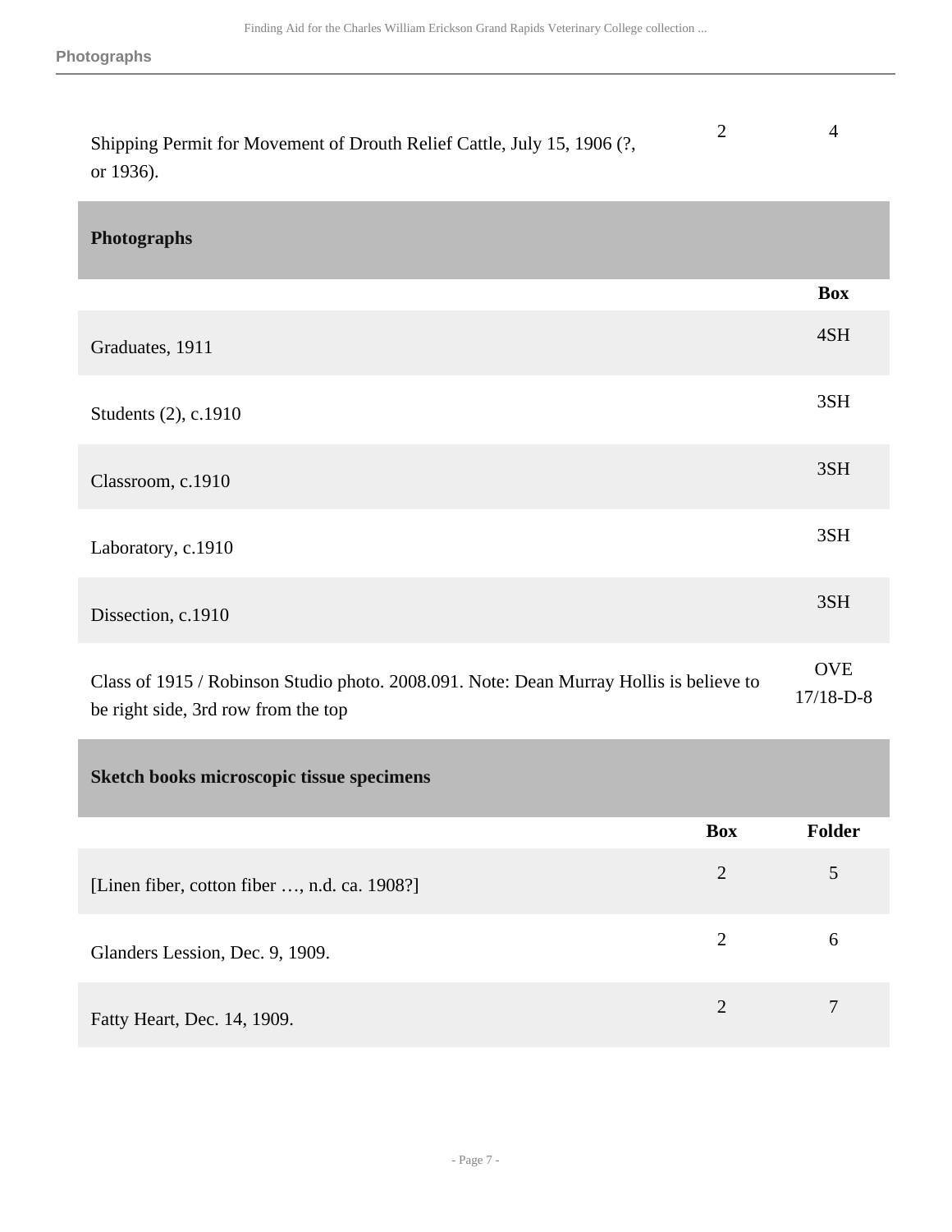| | Box | Folder |
|---|---|---|
| Shipping Permit for Movement of Drouth Relief Cattle, July 15, 1906 (?, or 1936). | 2 | 4 |

## Photographs

| | Box |
|---|---|
| Graduates, 1911 | 4SH |
| Students (2), c.1910 | 3SH |
| Classroom, c.1910 | 3SH |
| Laboratory, c.1910 | 3SH |
| Dissection, c.1910 | 3SH |
| Class of 1915 / Robinson Studio photo. 2008.091. Note: Dean Murray Hollis is believe to be right side, 3rd row from the top | OVE 17/18-D-8 |

## Sketch books microscopic tissue specimens

| | Box | Folder |
|---|---|---|
| [Linen fiber, cotton fiber …, n.d. ca. 1908?] | 2 | 5 |
| Glanders Lession, Dec. 9, 1909. | 2 | 6 |
| Fatty Heart, Dec. 14, 1909. | 2 | 7 |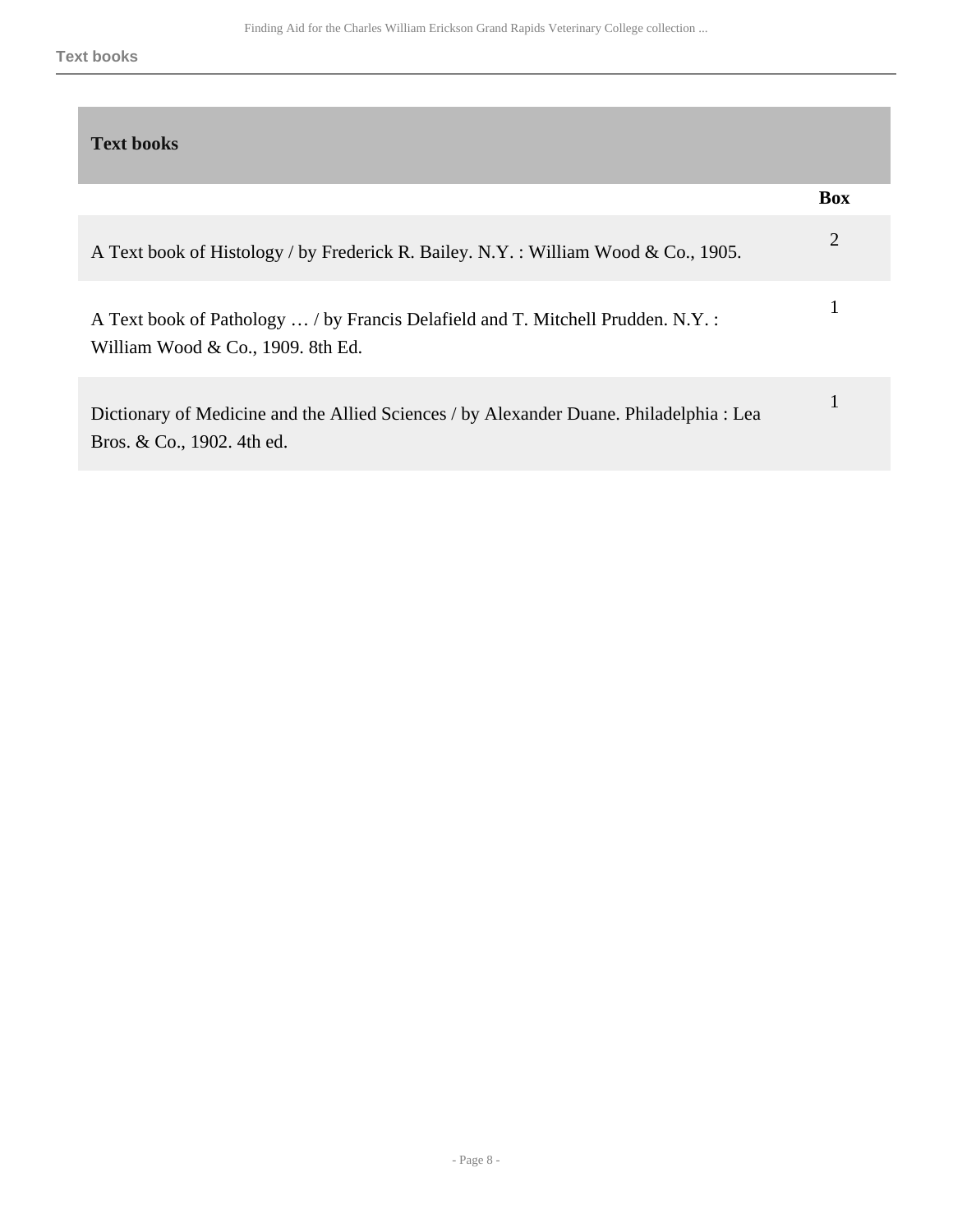## Text books

| | Box |
|---|---|
| A Text book of Histology / by Frederick R. Bailey. N.Y. : William Wood & Co., 1905. | 2 |
| A Text book of Pathology … / by Francis Delafield and T. Mitchell Prudden. N.Y. : William Wood & Co., 1909. 8th Ed. | 1 |
| Dictionary of Medicine and the Allied Sciences / by Alexander Duane. Philadelphia : Lea Bros. & Co., 1902. 4th ed. | 1 |